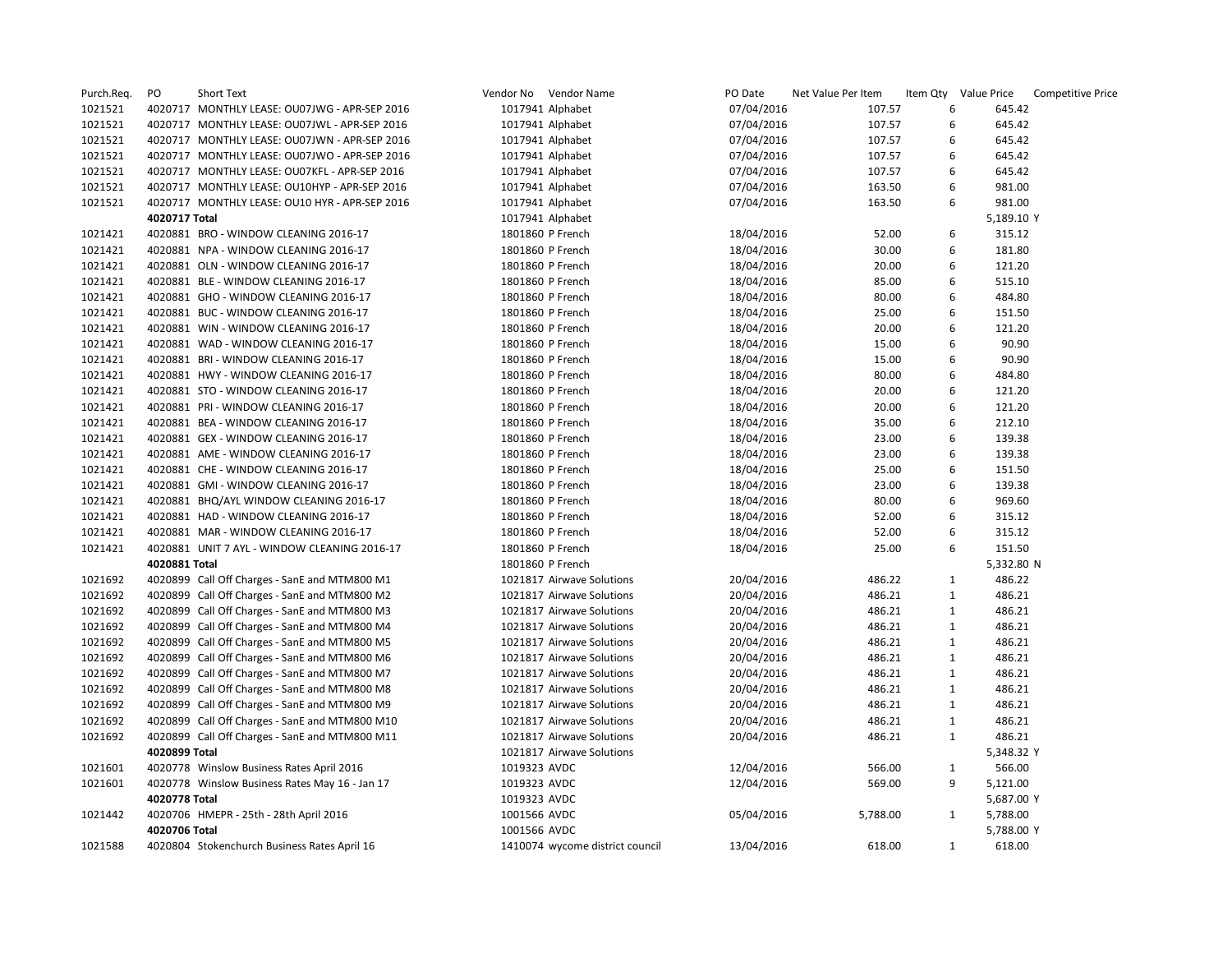| Purch.Req. | PO | Short Text | Vendor No | Vendor Name | PO Date | Net Value Per Item | Item Qty | Value Price | Competitive Price |
|---|---|---|---|---|---|---|---|---|---|
| 1021521 | 4020717 | MONTHLY LEASE: OU07JWG - APR-SEP 2016 | 1017941 | Alphabet | 07/04/2016 | 107.57 | 6 | 645.42 | |
| 1021521 | 4020717 | MONTHLY LEASE: OU07JWL - APR-SEP 2016 | 1017941 | Alphabet | 07/04/2016 | 107.57 | 6 | 645.42 | |
| 1021521 | 4020717 | MONTHLY LEASE: OU07JWN - APR-SEP 2016 | 1017941 | Alphabet | 07/04/2016 | 107.57 | 6 | 645.42 | |
| 1021521 | 4020717 | MONTHLY LEASE: OU07JWO - APR-SEP 2016 | 1017941 | Alphabet | 07/04/2016 | 107.57 | 6 | 645.42 | |
| 1021521 | 4020717 | MONTHLY LEASE: OU07KFL - APR-SEP 2016 | 1017941 | Alphabet | 07/04/2016 | 107.57 | 6 | 645.42 | |
| 1021521 | 4020717 | MONTHLY LEASE: OU10HYP - APR-SEP 2016 | 1017941 | Alphabet | 07/04/2016 | 163.50 | 6 | 981.00 | |
| 1021521 | 4020717 | MONTHLY LEASE: OU10 HYR - APR-SEP 2016 | 1017941 | Alphabet | 07/04/2016 | 163.50 | 6 | 981.00 | |
| | 4020717 Total | | 1017941 | Alphabet | | | | 5,189.10 | Y |
| 1021421 | 4020881 | BRO - WINDOW CLEANING 2016-17 | 1801860 | P French | 18/04/2016 | 52.00 | 6 | 315.12 | |
| 1021421 | 4020881 | NPA - WINDOW CLEANING 2016-17 | 1801860 | P French | 18/04/2016 | 30.00 | 6 | 181.80 | |
| 1021421 | 4020881 | OLN - WINDOW CLEANING 2016-17 | 1801860 | P French | 18/04/2016 | 20.00 | 6 | 121.20 | |
| 1021421 | 4020881 | BLE - WINDOW CLEANING 2016-17 | 1801860 | P French | 18/04/2016 | 85.00 | 6 | 515.10 | |
| 1021421 | 4020881 | GHO - WINDOW CLEANING 2016-17 | 1801860 | P French | 18/04/2016 | 80.00 | 6 | 484.80 | |
| 1021421 | 4020881 | BUC - WINDOW CLEANING 2016-17 | 1801860 | P French | 18/04/2016 | 25.00 | 6 | 151.50 | |
| 1021421 | 4020881 | WIN - WINDOW CLEANING 2016-17 | 1801860 | P French | 18/04/2016 | 20.00 | 6 | 121.20 | |
| 1021421 | 4020881 | WAD - WINDOW CLEANING 2016-17 | 1801860 | P French | 18/04/2016 | 15.00 | 6 | 90.90 | |
| 1021421 | 4020881 | BRI - WINDOW CLEANING 2016-17 | 1801860 | P French | 18/04/2016 | 15.00 | 6 | 90.90 | |
| 1021421 | 4020881 | HWY - WINDOW CLEANING 2016-17 | 1801860 | P French | 18/04/2016 | 80.00 | 6 | 484.80 | |
| 1021421 | 4020881 | STO - WINDOW CLEANING 2016-17 | 1801860 | P French | 18/04/2016 | 20.00 | 6 | 121.20 | |
| 1021421 | 4020881 | PRI - WINDOW CLEANING 2016-17 | 1801860 | P French | 18/04/2016 | 20.00 | 6 | 121.20 | |
| 1021421 | 4020881 | BEA - WINDOW CLEANING 2016-17 | 1801860 | P French | 18/04/2016 | 35.00 | 6 | 212.10 | |
| 1021421 | 4020881 | GEX - WINDOW CLEANING 2016-17 | 1801860 | P French | 18/04/2016 | 23.00 | 6 | 139.38 | |
| 1021421 | 4020881 | AME - WINDOW CLEANING 2016-17 | 1801860 | P French | 18/04/2016 | 23.00 | 6 | 139.38 | |
| 1021421 | 4020881 | CHE - WINDOW CLEANING 2016-17 | 1801860 | P French | 18/04/2016 | 25.00 | 6 | 151.50 | |
| 1021421 | 4020881 | GMI - WINDOW CLEANING 2016-17 | 1801860 | P French | 18/04/2016 | 23.00 | 6 | 139.38 | |
| 1021421 | 4020881 | BHQ/AYL WINDOW CLEANING 2016-17 | 1801860 | P French | 18/04/2016 | 80.00 | 6 | 969.60 | |
| 1021421 | 4020881 | HAD - WINDOW CLEANING 2016-17 | 1801860 | P French | 18/04/2016 | 52.00 | 6 | 315.12 | |
| 1021421 | 4020881 | MAR - WINDOW CLEANING 2016-17 | 1801860 | P French | 18/04/2016 | 52.00 | 6 | 315.12 | |
| 1021421 | 4020881 | UNIT 7 AYL - WINDOW CLEANING 2016-17 | 1801860 | P French | 18/04/2016 | 25.00 | 6 | 151.50 | |
| | 4020881 Total | | 1801860 | P French | | | | 5,332.80 | N |
| 1021692 | 4020899 | Call Off Charges - SanE and MTM800 M1 | 1021817 | Airwave Solutions | 20/04/2016 | 486.22 | 1 | 486.22 | |
| 1021692 | 4020899 | Call Off Charges - SanE and MTM800 M2 | 1021817 | Airwave Solutions | 20/04/2016 | 486.21 | 1 | 486.21 | |
| 1021692 | 4020899 | Call Off Charges - SanE and MTM800 M3 | 1021817 | Airwave Solutions | 20/04/2016 | 486.21 | 1 | 486.21 | |
| 1021692 | 4020899 | Call Off Charges - SanE and MTM800 M4 | 1021817 | Airwave Solutions | 20/04/2016 | 486.21 | 1 | 486.21 | |
| 1021692 | 4020899 | Call Off Charges - SanE and MTM800 M5 | 1021817 | Airwave Solutions | 20/04/2016 | 486.21 | 1 | 486.21 | |
| 1021692 | 4020899 | Call Off Charges - SanE and MTM800 M6 | 1021817 | Airwave Solutions | 20/04/2016 | 486.21 | 1 | 486.21 | |
| 1021692 | 4020899 | Call Off Charges - SanE and MTM800 M7 | 1021817 | Airwave Solutions | 20/04/2016 | 486.21 | 1 | 486.21 | |
| 1021692 | 4020899 | Call Off Charges - SanE and MTM800 M8 | 1021817 | Airwave Solutions | 20/04/2016 | 486.21 | 1 | 486.21 | |
| 1021692 | 4020899 | Call Off Charges - SanE and MTM800 M9 | 1021817 | Airwave Solutions | 20/04/2016 | 486.21 | 1 | 486.21 | |
| 1021692 | 4020899 | Call Off Charges - SanE and MTM800 M10 | 1021817 | Airwave Solutions | 20/04/2016 | 486.21 | 1 | 486.21 | |
| 1021692 | 4020899 | Call Off Charges - SanE and MTM800 M11 | 1021817 | Airwave Solutions | 20/04/2016 | 486.21 | 1 | 486.21 | |
| | 4020899 Total | | 1021817 | Airwave Solutions | | | | 5,348.32 | Y |
| 1021601 | 4020778 | Winslow Business Rates April 2016 | 1019323 | AVDC | 12/04/2016 | 566.00 | 1 | 566.00 | |
| 1021601 | 4020778 | Winslow Business Rates May 16 - Jan 17 | 1019323 | AVDC | 12/04/2016 | 569.00 | 9 | 5,121.00 | |
| | 4020778 Total | | 1019323 | AVDC | | | | 5,687.00 | Y |
| 1021442 | 4020706 | HMEPR - 25th - 28th April 2016 | 1001566 | AVDC | 05/04/2016 | 5,788.00 | 1 | 5,788.00 | |
| | 4020706 Total | | 1001566 | AVDC | | | | 5,788.00 | Y |
| 1021588 | 4020804 | Stokenchurch Business Rates April 16 | 1410074 | wycome district council | 13/04/2016 | 618.00 | 1 | 618.00 | |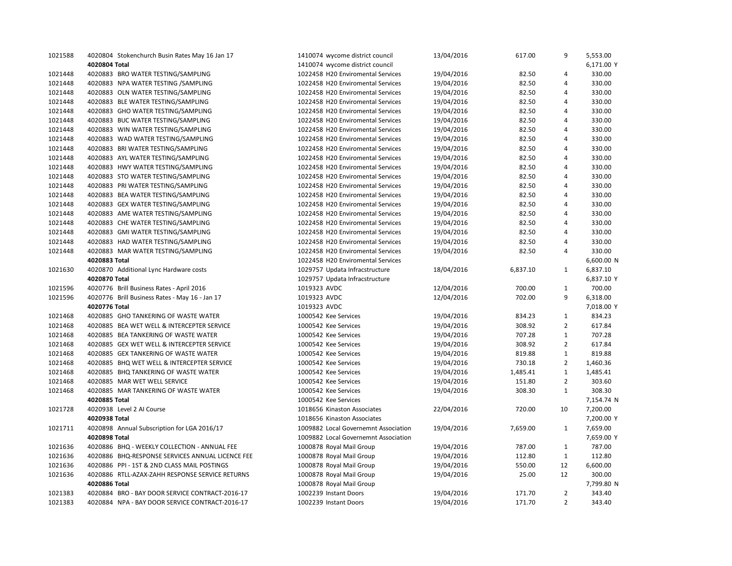| | | | | | | |
|---|---|---|---|---|---|---|
| 1021588 | 4020804 Stokenchurch Busin Rates May 16 Jan 17 | 1410074 wycome district council | 13/04/2016 | 617.00 | 9 | 5,553.00 |
| | **4020804 Total** | 1410074 wycome district council | | | | 6,171.00 Y |
| 1021448 | 4020883 BRO WATER TESTING/SAMPLING | 1022458 H20 Enviromental Services | 19/04/2016 | 82.50 | 4 | 330.00 |
| 1021448 | 4020883 NPA WATER TESTING /SAMPLING | 1022458 H20 Enviromental Services | 19/04/2016 | 82.50 | 4 | 330.00 |
| 1021448 | 4020883 OLN WATER TESTING/SAMPLING | 1022458 H20 Enviromental Services | 19/04/2016 | 82.50 | 4 | 330.00 |
| 1021448 | 4020883 BLE WATER TESTING/SAMPLING | 1022458 H20 Enviromental Services | 19/04/2016 | 82.50 | 4 | 330.00 |
| 1021448 | 4020883 GHO WATER TESTING/SAMPLING | 1022458 H20 Enviromental Services | 19/04/2016 | 82.50 | 4 | 330.00 |
| 1021448 | 4020883 BUC WATER TESTING/SAMPLING | 1022458 H20 Enviromental Services | 19/04/2016 | 82.50 | 4 | 330.00 |
| 1021448 | 4020883 WIN WATER TESTING/SAMPLING | 1022458 H20 Enviromental Services | 19/04/2016 | 82.50 | 4 | 330.00 |
| 1021448 | 4020883 WAD WATER TESTING/SAMPLING | 1022458 H20 Enviromental Services | 19/04/2016 | 82.50 | 4 | 330.00 |
| 1021448 | 4020883 BRI WATER TESTING/SAMPLING | 1022458 H20 Enviromental Services | 19/04/2016 | 82.50 | 4 | 330.00 |
| 1021448 | 4020883 AYL WATER TESTING/SAMPLING | 1022458 H20 Enviromental Services | 19/04/2016 | 82.50 | 4 | 330.00 |
| 1021448 | 4020883 HWY WATER TESTING/SAMPLING | 1022458 H20 Enviromental Services | 19/04/2016 | 82.50 | 4 | 330.00 |
| 1021448 | 4020883 STO WATER TESTING/SAMPLING | 1022458 H20 Enviromental Services | 19/04/2016 | 82.50 | 4 | 330.00 |
| 1021448 | 4020883 PRI WATER TESTING/SAMPLING | 1022458 H20 Enviromental Services | 19/04/2016 | 82.50 | 4 | 330.00 |
| 1021448 | 4020883 BEA WATER TESTING/SAMPLING | 1022458 H20 Enviromental Services | 19/04/2016 | 82.50 | 4 | 330.00 |
| 1021448 | 4020883 GEX WATER TESTING/SAMPLING | 1022458 H20 Enviromental Services | 19/04/2016 | 82.50 | 4 | 330.00 |
| 1021448 | 4020883 AME WATER TESTING/SAMPLING | 1022458 H20 Enviromental Services | 19/04/2016 | 82.50 | 4 | 330.00 |
| 1021448 | 4020883 CHE WATER TESTING/SAMPLING | 1022458 H20 Enviromental Services | 19/04/2016 | 82.50 | 4 | 330.00 |
| 1021448 | 4020883 GMI WATER TESTING/SAMPLING | 1022458 H20 Enviromental Services | 19/04/2016 | 82.50 | 4 | 330.00 |
| 1021448 | 4020883 HAD WATER TESTING/SAMPLING | 1022458 H20 Enviromental Services | 19/04/2016 | 82.50 | 4 | 330.00 |
| 1021448 | 4020883 MAR WATER TESTING/SAMPLING | 1022458 H20 Enviromental Services | 19/04/2016 | 82.50 | 4 | 330.00 |
| | **4020883 Total** | 1022458 H20 Enviromental Services | | | | 6,600.00 N |
| 1021630 | 4020870 Additional Lync Hardware costs | 1029757 Updata Infracstructure | 18/04/2016 | 6,837.10 | 1 | 6,837.10 |
| | **4020870 Total** | 1029757 Updata Infracstructure | | | | 6,837.10 Y |
| 1021596 | 4020776 Brill Business Rates - April 2016 | 1019323 AVDC | 12/04/2016 | 700.00 | 1 | 700.00 |
| 1021596 | 4020776 Brill Business Rates - May 16 - Jan 17 | 1019323 AVDC | 12/04/2016 | 702.00 | 9 | 6,318.00 |
| | **4020776 Total** | 1019323 AVDC | | | | 7,018.00 Y |
| 1021468 | 4020885 GHO TANKERING OF WASTE WATER | 1000542 Kee Services | 19/04/2016 | 834.23 | 1 | 834.23 |
| 1021468 | 4020885 BEA WET WELL & INTERCEPTER SERVICE | 1000542 Kee Services | 19/04/2016 | 308.92 | 2 | 617.84 |
| 1021468 | 4020885 BEA TANKERING OF WASTE WATER | 1000542 Kee Services | 19/04/2016 | 707.28 | 1 | 707.28 |
| 1021468 | 4020885 GEX WET WELL & INTERCEPTER SERVICE | 1000542 Kee Services | 19/04/2016 | 308.92 | 2 | 617.84 |
| 1021468 | 4020885 GEX TANKERING OF WASTE WATER | 1000542 Kee Services | 19/04/2016 | 819.88 | 1 | 819.88 |
| 1021468 | 4020885 BHQ WET WELL & INTERCEPTER SERVICE | 1000542 Kee Services | 19/04/2016 | 730.18 | 2 | 1,460.36 |
| 1021468 | 4020885 BHQ TANKERING OF WASTE WATER | 1000542 Kee Services | 19/04/2016 | 1,485.41 | 1 | 1,485.41 |
| 1021468 | 4020885 MAR WET WELL SERVICE | 1000542 Kee Services | 19/04/2016 | 151.80 | 2 | 303.60 |
| 1021468 | 4020885 MAR TANKERING OF WASTE WATER | 1000542 Kee Services | 19/04/2016 | 308.30 | 1 | 308.30 |
| | **4020885 Total** | 1000542 Kee Services | | | | 7,154.74 N |
| 1021728 | 4020938 Level 2 AI Course | 1018656 Kinaston Associates | 22/04/2016 | 720.00 | 10 | 7,200.00 |
| | **4020938 Total** | 1018656 Kinaston Associates | | | | 7,200.00 Y |
| 1021711 | 4020898 Annual Subscription for LGA 2016/17 | 1009882 Local Governemnt Association | 19/04/2016 | 7,659.00 | 1 | 7,659.00 |
| | **4020898 Total** | 1009882 Local Governemnt Association | | | | 7,659.00 Y |
| 1021636 | 4020886 BHQ - WEEKLY COLLECTION - ANNUAL FEE | 1000878 Royal Mail Group | 19/04/2016 | 787.00 | 1 | 787.00 |
| 1021636 | 4020886 BHQ-RESPONSE SERVICES ANNUAL LICENCE FEE | 1000878 Royal Mail Group | 19/04/2016 | 112.80 | 1 | 112.80 |
| 1021636 | 4020886 PPI - 1ST & 2ND CLASS MAIL POSTINGS | 1000878 Royal Mail Group | 19/04/2016 | 550.00 | 12 | 6,600.00 |
| 1021636 | 4020886 RTLL-AZAX-ZAHH RESPONSE SERVICE RETURNS | 1000878 Royal Mail Group | 19/04/2016 | 25.00 | 12 | 300.00 |
| | **4020886 Total** | 1000878 Royal Mail Group | | | | 7,799.80 N |
| 1021383 | 4020884 BRO - BAY DOOR SERVICE CONTRACT-2016-17 | 1002239 Instant Doors | 19/04/2016 | 171.70 | 2 | 343.40 |
| 1021383 | 4020884 NPA - BAY DOOR SERVICE CONTRACT-2016-17 | 1002239 Instant Doors | 19/04/2016 | 171.70 | 2 | 343.40 |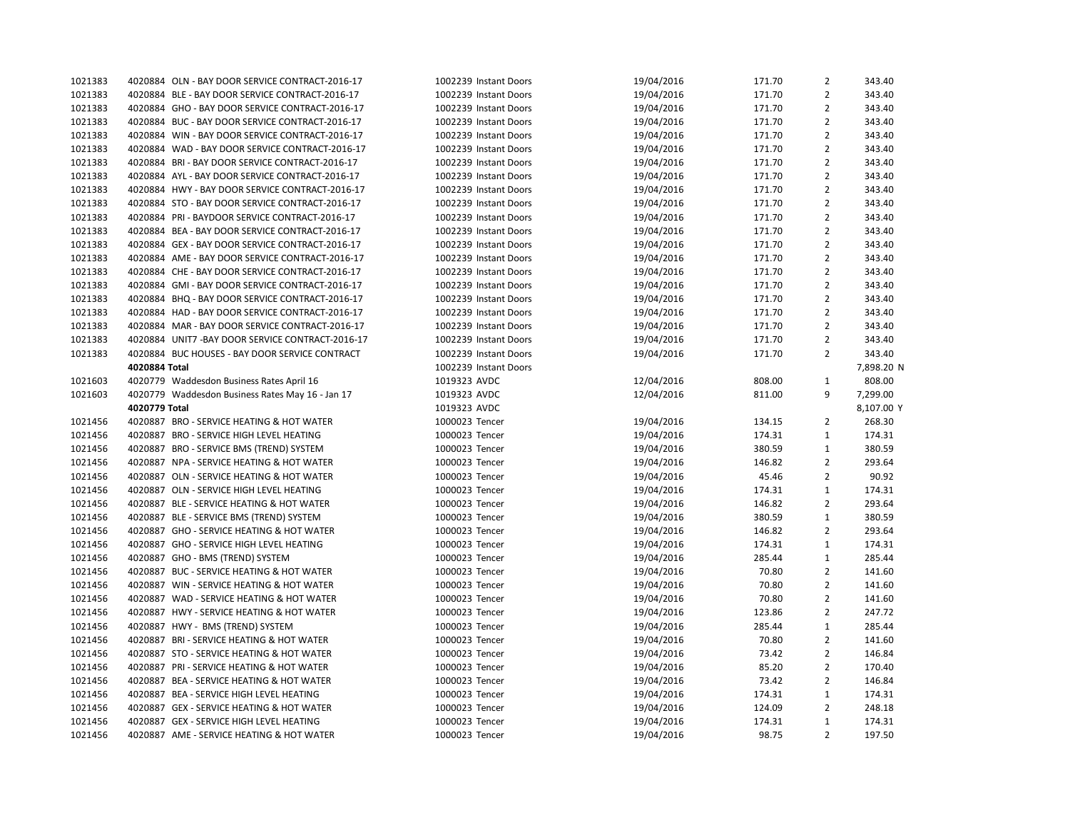| | | | | | | |
|---|---|---|---|---|---|---|
| 1021383 | 4020884 OLN - BAY DOOR SERVICE CONTRACT-2016-17 | 1002239 Instant Doors | 19/04/2016 | 171.70 | 2 | 343.40 |
| 1021383 | 4020884 BLE - BAY DOOR SERVICE CONTRACT-2016-17 | 1002239 Instant Doors | 19/04/2016 | 171.70 | 2 | 343.40 |
| 1021383 | 4020884 GHO - BAY DOOR SERVICE CONTRACT-2016-17 | 1002239 Instant Doors | 19/04/2016 | 171.70 | 2 | 343.40 |
| 1021383 | 4020884 BUC - BAY DOOR SERVICE CONTRACT-2016-17 | 1002239 Instant Doors | 19/04/2016 | 171.70 | 2 | 343.40 |
| 1021383 | 4020884 WIN - BAY DOOR SERVICE CONTRACT-2016-17 | 1002239 Instant Doors | 19/04/2016 | 171.70 | 2 | 343.40 |
| 1021383 | 4020884 WAD - BAY DOOR SERVICE CONTRACT-2016-17 | 1002239 Instant Doors | 19/04/2016 | 171.70 | 2 | 343.40 |
| 1021383 | 4020884 BRI - BAY DOOR SERVICE CONTRACT-2016-17 | 1002239 Instant Doors | 19/04/2016 | 171.70 | 2 | 343.40 |
| 1021383 | 4020884 AYL - BAY DOOR SERVICE CONTRACT-2016-17 | 1002239 Instant Doors | 19/04/2016 | 171.70 | 2 | 343.40 |
| 1021383 | 4020884 HWY - BAY DOOR SERVICE CONTRACT-2016-17 | 1002239 Instant Doors | 19/04/2016 | 171.70 | 2 | 343.40 |
| 1021383 | 4020884 STO - BAY DOOR SERVICE CONTRACT-2016-17 | 1002239 Instant Doors | 19/04/2016 | 171.70 | 2 | 343.40 |
| 1021383 | 4020884 PRI - BAYDOOR SERVICE CONTRACT-2016-17 | 1002239 Instant Doors | 19/04/2016 | 171.70 | 2 | 343.40 |
| 1021383 | 4020884 BEA - BAY DOOR SERVICE CONTRACT-2016-17 | 1002239 Instant Doors | 19/04/2016 | 171.70 | 2 | 343.40 |
| 1021383 | 4020884 GEX - BAY DOOR SERVICE CONTRACT-2016-17 | 1002239 Instant Doors | 19/04/2016 | 171.70 | 2 | 343.40 |
| 1021383 | 4020884 AME - BAY DOOR SERVICE CONTRACT-2016-17 | 1002239 Instant Doors | 19/04/2016 | 171.70 | 2 | 343.40 |
| 1021383 | 4020884 CHE - BAY DOOR SERVICE CONTRACT-2016-17 | 1002239 Instant Doors | 19/04/2016 | 171.70 | 2 | 343.40 |
| 1021383 | 4020884 GMI - BAY DOOR SERVICE CONTRACT-2016-17 | 1002239 Instant Doors | 19/04/2016 | 171.70 | 2 | 343.40 |
| 1021383 | 4020884 BHQ - BAY DOOR SERVICE CONTRACT-2016-17 | 1002239 Instant Doors | 19/04/2016 | 171.70 | 2 | 343.40 |
| 1021383 | 4020884 HAD - BAY DOOR SERVICE CONTRACT-2016-17 | 1002239 Instant Doors | 19/04/2016 | 171.70 | 2 | 343.40 |
| 1021383 | 4020884 MAR - BAY DOOR SERVICE CONTRACT-2016-17 | 1002239 Instant Doors | 19/04/2016 | 171.70 | 2 | 343.40 |
| 1021383 | 4020884 UNIT7 -BAY DOOR SERVICE CONTRACT-2016-17 | 1002239 Instant Doors | 19/04/2016 | 171.70 | 2 | 343.40 |
| 1021383 | 4020884 BUC HOUSES - BAY DOOR SERVICE CONTRACT | 1002239 Instant Doors | 19/04/2016 | 171.70 | 2 | 343.40 |
| | **4020884 Total** | 1002239 Instant Doors | | | | 7,898.20 N |
| 1021603 | 4020779 Waddesdon Business Rates April 16 | 1019323 AVDC | 12/04/2016 | 808.00 | 1 | 808.00 |
| 1021603 | 4020779 Waddesdon Business Rates May 16 - Jan 17 | 1019323 AVDC | 12/04/2016 | 811.00 | 9 | 7,299.00 |
| | **4020779 Total** | 1019323 AVDC | | | | 8,107.00 Y |
| 1021456 | 4020887 BRO - SERVICE HEATING & HOT WATER | 1000023 Tencer | 19/04/2016 | 134.15 | 2 | 268.30 |
| 1021456 | 4020887 BRO - SERVICE HIGH LEVEL HEATING | 1000023 Tencer | 19/04/2016 | 174.31 | 1 | 174.31 |
| 1021456 | 4020887 BRO - SERVICE BMS (TREND) SYSTEM | 1000023 Tencer | 19/04/2016 | 380.59 | 1 | 380.59 |
| 1021456 | 4020887 NPA - SERVICE HEATING & HOT WATER | 1000023 Tencer | 19/04/2016 | 146.82 | 2 | 293.64 |
| 1021456 | 4020887 OLN - SERVICE HEATING & HOT WATER | 1000023 Tencer | 19/04/2016 | 45.46 | 2 | 90.92 |
| 1021456 | 4020887 OLN - SERVICE HIGH LEVEL HEATING | 1000023 Tencer | 19/04/2016 | 174.31 | 1 | 174.31 |
| 1021456 | 4020887 BLE - SERVICE HEATING & HOT WATER | 1000023 Tencer | 19/04/2016 | 146.82 | 2 | 293.64 |
| 1021456 | 4020887 BLE - SERVICE BMS (TREND) SYSTEM | 1000023 Tencer | 19/04/2016 | 380.59 | 1 | 380.59 |
| 1021456 | 4020887 GHO - SERVICE HEATING & HOT WATER | 1000023 Tencer | 19/04/2016 | 146.82 | 2 | 293.64 |
| 1021456 | 4020887 GHO - SERVICE HIGH LEVEL HEATING | 1000023 Tencer | 19/04/2016 | 174.31 | 1 | 174.31 |
| 1021456 | 4020887 GHO - BMS (TREND) SYSTEM | 1000023 Tencer | 19/04/2016 | 285.44 | 1 | 285.44 |
| 1021456 | 4020887 BUC - SERVICE HEATING & HOT WATER | 1000023 Tencer | 19/04/2016 | 70.80 | 2 | 141.60 |
| 1021456 | 4020887 WIN - SERVICE HEATING & HOT WATER | 1000023 Tencer | 19/04/2016 | 70.80 | 2 | 141.60 |
| 1021456 | 4020887 WAD - SERVICE HEATING & HOT WATER | 1000023 Tencer | 19/04/2016 | 70.80 | 2 | 141.60 |
| 1021456 | 4020887 HWY - SERVICE HEATING & HOT WATER | 1000023 Tencer | 19/04/2016 | 123.86 | 2 | 247.72 |
| 1021456 | 4020887 HWY - BMS (TREND) SYSTEM | 1000023 Tencer | 19/04/2016 | 285.44 | 1 | 285.44 |
| 1021456 | 4020887 BRI - SERVICE HEATING & HOT WATER | 1000023 Tencer | 19/04/2016 | 70.80 | 2 | 141.60 |
| 1021456 | 4020887 STO - SERVICE HEATING & HOT WATER | 1000023 Tencer | 19/04/2016 | 73.42 | 2 | 146.84 |
| 1021456 | 4020887 PRI - SERVICE HEATING & HOT WATER | 1000023 Tencer | 19/04/2016 | 85.20 | 2 | 170.40 |
| 1021456 | 4020887 BEA - SERVICE HEATING & HOT WATER | 1000023 Tencer | 19/04/2016 | 73.42 | 2 | 146.84 |
| 1021456 | 4020887 BEA - SERVICE HIGH LEVEL HEATING | 1000023 Tencer | 19/04/2016 | 174.31 | 1 | 174.31 |
| 1021456 | 4020887 GEX - SERVICE HEATING & HOT WATER | 1000023 Tencer | 19/04/2016 | 124.09 | 2 | 248.18 |
| 1021456 | 4020887 GEX - SERVICE HIGH LEVEL HEATING | 1000023 Tencer | 19/04/2016 | 174.31 | 1 | 174.31 |
| 1021456 | 4020887 AME - SERVICE HEATING & HOT WATER | 1000023 Tencer | 19/04/2016 | 98.75 | 2 | 197.50 |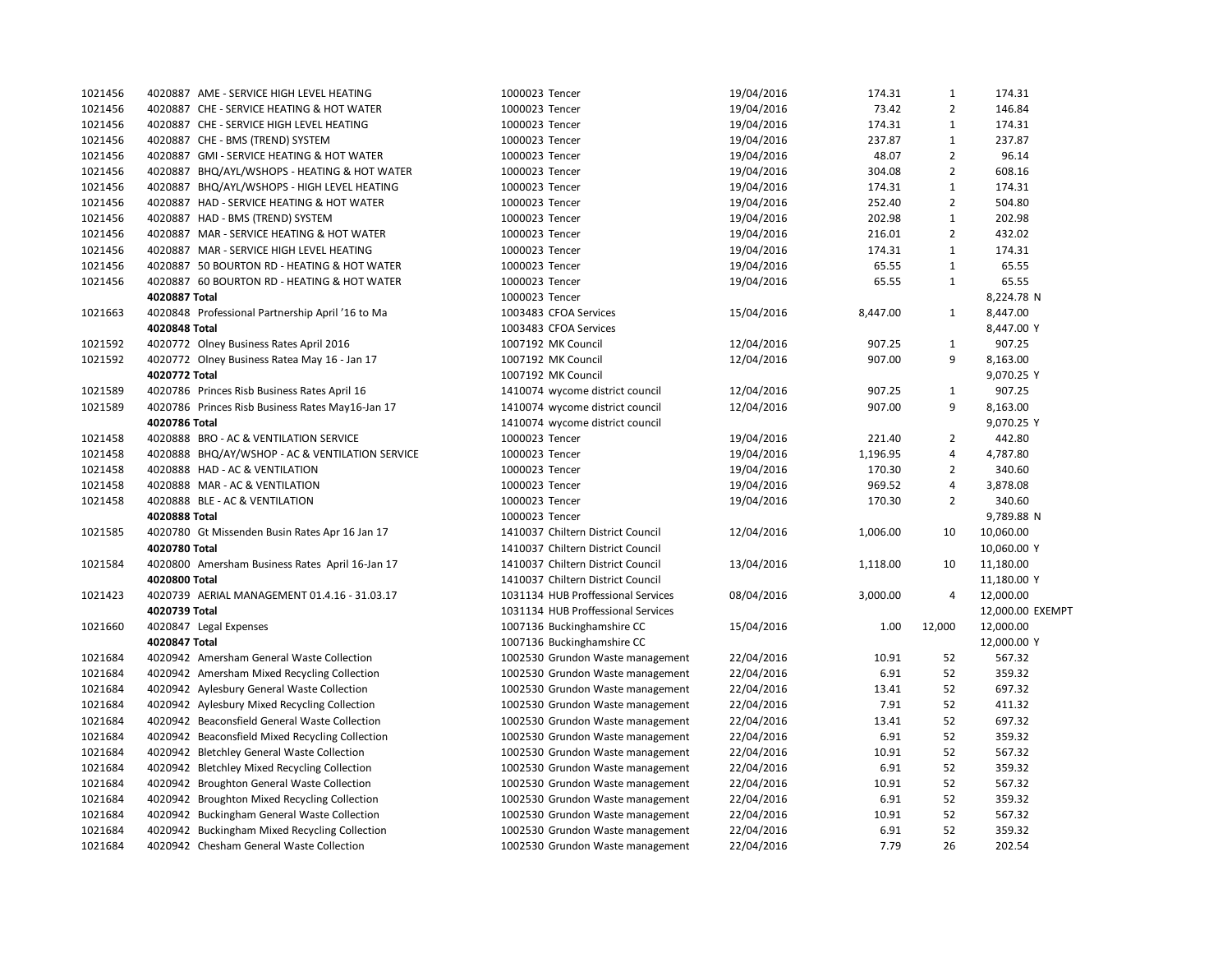| | | | | | | |
|---|---|---|---|---|---|---|
| 1021456 | 4020887 AME - SERVICE HIGH LEVEL HEATING | 1000023 Tencer | 19/04/2016 | 174.31 | 1 | 174.31 |
| 1021456 | 4020887 CHE - SERVICE HEATING & HOT WATER | 1000023 Tencer | 19/04/2016 | 73.42 | 2 | 146.84 |
| 1021456 | 4020887 CHE - SERVICE HIGH LEVEL HEATING | 1000023 Tencer | 19/04/2016 | 174.31 | 1 | 174.31 |
| 1021456 | 4020887 CHE - BMS (TREND) SYSTEM | 1000023 Tencer | 19/04/2016 | 237.87 | 1 | 237.87 |
| 1021456 | 4020887 GMI - SERVICE HEATING & HOT WATER | 1000023 Tencer | 19/04/2016 | 48.07 | 2 | 96.14 |
| 1021456 | 4020887 BHQ/AYL/WSHOPS - HEATING & HOT WATER | 1000023 Tencer | 19/04/2016 | 304.08 | 2 | 608.16 |
| 1021456 | 4020887 BHQ/AYL/WSHOPS - HIGH LEVEL HEATING | 1000023 Tencer | 19/04/2016 | 174.31 | 1 | 174.31 |
| 1021456 | 4020887 HAD - SERVICE HEATING & HOT WATER | 1000023 Tencer | 19/04/2016 | 252.40 | 2 | 504.80 |
| 1021456 | 4020887 HAD - BMS (TREND) SYSTEM | 1000023 Tencer | 19/04/2016 | 202.98 | 1 | 202.98 |
| 1021456 | 4020887 MAR - SERVICE HEATING & HOT WATER | 1000023 Tencer | 19/04/2016 | 216.01 | 2 | 432.02 |
| 1021456 | 4020887 MAR - SERVICE HIGH LEVEL HEATING | 1000023 Tencer | 19/04/2016 | 174.31 | 1 | 174.31 |
| 1021456 | 4020887 50 BOURTON RD - HEATING & HOT WATER | 1000023 Tencer | 19/04/2016 | 65.55 | 1 | 65.55 |
| 1021456 | 4020887 60 BOURTON RD - HEATING & HOT WATER | 1000023 Tencer | 19/04/2016 | 65.55 | 1 | 65.55 |
| | **4020887 Total** | 1000023 Tencer | | | | 8,224.78 N |
| 1021663 | 4020848 Professional Partnership April '16 to Ma | 1003483 CFOA Services | 15/04/2016 | 8,447.00 | 1 | 8,447.00 |
| | **4020848 Total** | 1003483 CFOA Services | | | | 8,447.00 Y |
| 1021592 | 4020772 Olney Business Rates April 2016 | 1007192 MK Council | 12/04/2016 | 907.25 | 1 | 907.25 |
| 1021592 | 4020772 Olney Business Ratea May 16 - Jan 17 | 1007192 MK Council | 12/04/2016 | 907.00 | 9 | 8,163.00 |
| | **4020772 Total** | 1007192 MK Council | | | | 9,070.25 Y |
| 1021589 | 4020786 Princes Risb Business Rates April 16 | 1410074 wycome district council | 12/04/2016 | 907.25 | 1 | 907.25 |
| 1021589 | 4020786 Princes Risb Business Rates May16-Jan 17 | 1410074 wycome district council | 12/04/2016 | 907.00 | 9 | 8,163.00 |
| | **4020786 Total** | 1410074 wycome district council | | | | 9,070.25 Y |
| 1021458 | 4020888 BRO - AC & VENTILATION SERVICE | 1000023 Tencer | 19/04/2016 | 221.40 | 2 | 442.80 |
| 1021458 | 4020888 BHQ/AY/WSHOP - AC & VENTILATION SERVICE | 1000023 Tencer | 19/04/2016 | 1,196.95 | 4 | 4,787.80 |
| 1021458 | 4020888 HAD - AC & VENTILATION | 1000023 Tencer | 19/04/2016 | 170.30 | 2 | 340.60 |
| 1021458 | 4020888 MAR - AC & VENTILATION | 1000023 Tencer | 19/04/2016 | 969.52 | 4 | 3,878.08 |
| 1021458 | 4020888 BLE - AC & VENTILATION | 1000023 Tencer | 19/04/2016 | 170.30 | 2 | 340.60 |
| | **4020888 Total** | 1000023 Tencer | | | | 9,789.88 N |
| 1021585 | 4020780 Gt Missenden Busin Rates Apr 16 Jan 17 | 1410037 Chiltern District Council | 12/04/2016 | 1,006.00 | 10 | 10,060.00 |
| | **4020780 Total** | 1410037 Chiltern District Council | | | | 10,060.00 Y |
| 1021584 | 4020800 Amersham Business Rates April 16-Jan 17 | 1410037 Chiltern District Council | 13/04/2016 | 1,118.00 | 10 | 11,180.00 |
| | **4020800 Total** | 1410037 Chiltern District Council | | | | 11,180.00 Y |
| 1021423 | 4020739 AERIAL MANAGEMENT 01.4.16 - 31.03.17 | 1031134 HUB Proffessional Services | 08/04/2016 | 3,000.00 | 4 | 12,000.00 |
| | **4020739 Total** | 1031134 HUB Proffessional Services | | | | 12,000.00 EXEMPT |
| 1021660 | 4020847 Legal Expenses | 1007136 Buckinghamshire CC | 15/04/2016 | 1.00 | 12,000 | 12,000.00 |
| | **4020847 Total** | 1007136 Buckinghamshire CC | | | | 12,000.00 Y |
| 1021684 | 4020942 Amersham General Waste Collection | 1002530 Grundon Waste management | 22/04/2016 | 10.91 | 52 | 567.32 |
| 1021684 | 4020942 Amersham Mixed Recycling Collection | 1002530 Grundon Waste management | 22/04/2016 | 6.91 | 52 | 359.32 |
| 1021684 | 4020942 Aylesbury General Waste Collection | 1002530 Grundon Waste management | 22/04/2016 | 13.41 | 52 | 697.32 |
| 1021684 | 4020942 Aylesbury Mixed Recycling Collection | 1002530 Grundon Waste management | 22/04/2016 | 7.91 | 52 | 411.32 |
| 1021684 | 4020942 Beaconsfield General Waste Collection | 1002530 Grundon Waste management | 22/04/2016 | 13.41 | 52 | 697.32 |
| 1021684 | 4020942 Beaconsfield Mixed Recycling Collection | 1002530 Grundon Waste management | 22/04/2016 | 6.91 | 52 | 359.32 |
| 1021684 | 4020942 Bletchley General Waste Collection | 1002530 Grundon Waste management | 22/04/2016 | 10.91 | 52 | 567.32 |
| 1021684 | 4020942 Bletchley Mixed Recycling Collection | 1002530 Grundon Waste management | 22/04/2016 | 6.91 | 52 | 359.32 |
| 1021684 | 4020942 Broughton General Waste Collection | 1002530 Grundon Waste management | 22/04/2016 | 10.91 | 52 | 567.32 |
| 1021684 | 4020942 Broughton Mixed Recycling Collection | 1002530 Grundon Waste management | 22/04/2016 | 6.91 | 52 | 359.32 |
| 1021684 | 4020942 Buckingham General Waste Collection | 1002530 Grundon Waste management | 22/04/2016 | 10.91 | 52 | 567.32 |
| 1021684 | 4020942 Buckingham Mixed Recycling Collection | 1002530 Grundon Waste management | 22/04/2016 | 6.91 | 52 | 359.32 |
| 1021684 | 4020942 Chesham General Waste Collection | 1002530 Grundon Waste management | 22/04/2016 | 7.79 | 26 | 202.54 |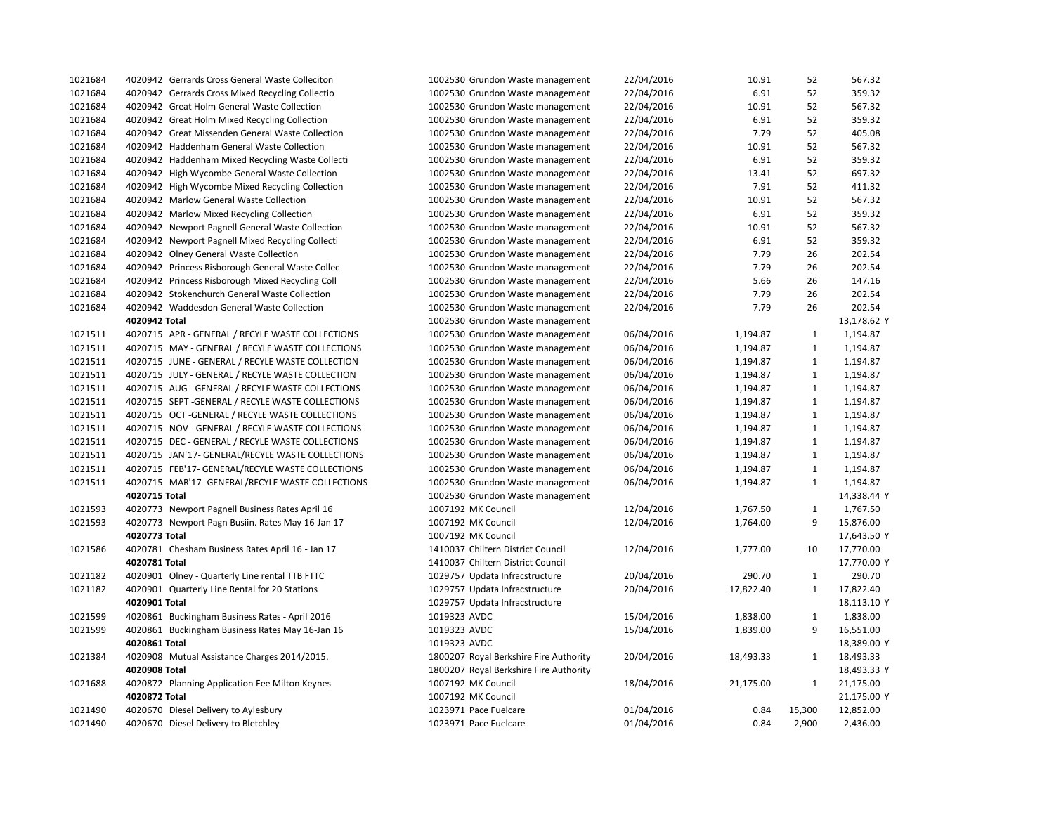| | | | | | | |
|---|---|---|---|---|---|---|
| 1021684 | 4020942 Gerrards Cross General Waste Colleciton | 1002530 Grundon Waste management | 22/04/2016 | 10.91 | 52 | 567.32 |
| 1021684 | 4020942 Gerrards Cross Mixed Recycling Collectio | 1002530 Grundon Waste management | 22/04/2016 | 6.91 | 52 | 359.32 |
| 1021684 | 4020942 Great Holm General Waste Collection | 1002530 Grundon Waste management | 22/04/2016 | 10.91 | 52 | 567.32 |
| 1021684 | 4020942 Great Holm Mixed Recycling Collection | 1002530 Grundon Waste management | 22/04/2016 | 6.91 | 52 | 359.32 |
| 1021684 | 4020942 Great Missenden General Waste Collection | 1002530 Grundon Waste management | 22/04/2016 | 7.79 | 52 | 405.08 |
| 1021684 | 4020942 Haddenham General Waste Collection | 1002530 Grundon Waste management | 22/04/2016 | 10.91 | 52 | 567.32 |
| 1021684 | 4020942 Haddenham Mixed Recycling Waste Collecti | 1002530 Grundon Waste management | 22/04/2016 | 6.91 | 52 | 359.32 |
| 1021684 | 4020942 High Wycombe General Waste Collection | 1002530 Grundon Waste management | 22/04/2016 | 13.41 | 52 | 697.32 |
| 1021684 | 4020942 High Wycombe Mixed Recycling Collection | 1002530 Grundon Waste management | 22/04/2016 | 7.91 | 52 | 411.32 |
| 1021684 | 4020942 Marlow General Waste Collection | 1002530 Grundon Waste management | 22/04/2016 | 10.91 | 52 | 567.32 |
| 1021684 | 4020942 Marlow Mixed Recycling Collection | 1002530 Grundon Waste management | 22/04/2016 | 6.91 | 52 | 359.32 |
| 1021684 | 4020942 Newport Pagnell General Waste Collection | 1002530 Grundon Waste management | 22/04/2016 | 10.91 | 52 | 567.32 |
| 1021684 | 4020942 Newport Pagnell Mixed Recycling Collecti | 1002530 Grundon Waste management | 22/04/2016 | 6.91 | 52 | 359.32 |
| 1021684 | 4020942 Olney General Waste Collection | 1002530 Grundon Waste management | 22/04/2016 | 7.79 | 26 | 202.54 |
| 1021684 | 4020942 Princess Risborough General Waste Collec | 1002530 Grundon Waste management | 22/04/2016 | 7.79 | 26 | 202.54 |
| 1021684 | 4020942 Princess Risborough Mixed Recycling Coll | 1002530 Grundon Waste management | 22/04/2016 | 5.66 | 26 | 147.16 |
| 1021684 | 4020942 Stokenchurch General Waste Collection | 1002530 Grundon Waste management | 22/04/2016 | 7.79 | 26 | 202.54 |
| 1021684 | 4020942 Waddesdon General Waste Collection | 1002530 Grundon Waste management | 22/04/2016 | 7.79 | 26 | 202.54 |
| | **4020942 Total** | 1002530 Grundon Waste management | | | | 13,178.62 Y |
| 1021511 | 4020715 APR - GENERAL / RECYLE WASTE COLLECTIONS | 1002530 Grundon Waste management | 06/04/2016 | 1,194.87 | 1 | 1,194.87 |
| 1021511 | 4020715 MAY - GENERAL / RECYLE WASTE COLLECTIONS | 1002530 Grundon Waste management | 06/04/2016 | 1,194.87 | 1 | 1,194.87 |
| 1021511 | 4020715 JUNE - GENERAL / RECYLE WASTE COLLECTION | 1002530 Grundon Waste management | 06/04/2016 | 1,194.87 | 1 | 1,194.87 |
| 1021511 | 4020715 JULY - GENERAL / RECYLE WASTE COLLECTION | 1002530 Grundon Waste management | 06/04/2016 | 1,194.87 | 1 | 1,194.87 |
| 1021511 | 4020715 AUG - GENERAL / RECYLE WASTE COLLECTIONS | 1002530 Grundon Waste management | 06/04/2016 | 1,194.87 | 1 | 1,194.87 |
| 1021511 | 4020715 SEPT -GENERAL / RECYLE WASTE COLLECTIONS | 1002530 Grundon Waste management | 06/04/2016 | 1,194.87 | 1 | 1,194.87 |
| 1021511 | 4020715 OCT -GENERAL / RECYLE WASTE COLLECTIONS | 1002530 Grundon Waste management | 06/04/2016 | 1,194.87 | 1 | 1,194.87 |
| 1021511 | 4020715 NOV - GENERAL / RECYLE WASTE COLLECTIONS | 1002530 Grundon Waste management | 06/04/2016 | 1,194.87 | 1 | 1,194.87 |
| 1021511 | 4020715 DEC - GENERAL / RECYLE WASTE COLLECTIONS | 1002530 Grundon Waste management | 06/04/2016 | 1,194.87 | 1 | 1,194.87 |
| 1021511 | 4020715 JAN'17- GENERAL/RECYLE WASTE COLLECTIONS | 1002530 Grundon Waste management | 06/04/2016 | 1,194.87 | 1 | 1,194.87 |
| 1021511 | 4020715 FEB'17- GENERAL/RECYLE WASTE COLLECTIONS | 1002530 Grundon Waste management | 06/04/2016 | 1,194.87 | 1 | 1,194.87 |
| 1021511 | 4020715 MAR'17- GENERAL/RECYLE WASTE COLLECTIONS | 1002530 Grundon Waste management | 06/04/2016 | 1,194.87 | 1 | 1,194.87 |
| | **4020715 Total** | 1002530 Grundon Waste management | | | | 14,338.44 Y |
| 1021593 | 4020773 Newport Pagnell Business Rates April 16 | 1007192 MK Council | 12/04/2016 | 1,767.50 | 1 | 1,767.50 |
| 1021593 | 4020773 Newport Pagn Busiin. Rates May 16-Jan 17 | 1007192 MK Council | 12/04/2016 | 1,764.00 | 9 | 15,876.00 |
| | **4020773 Total** | 1007192 MK Council | | | | 17,643.50 Y |
| 1021586 | 4020781 Chesham Business Rates April 16 - Jan 17 | 1410037 Chiltern District Council | 12/04/2016 | 1,777.00 | 10 | 17,770.00 |
| | **4020781 Total** | 1410037 Chiltern District Council | | | | 17,770.00 Y |
| 1021182 | 4020901 Olney - Quarterly Line rental TTB FTTC | 1029757 Updata Infracstructure | 20/04/2016 | 290.70 | 1 | 290.70 |
| 1021182 | 4020901 Quarterly Line Rental for 20 Stations | 1029757 Updata Infracstructure | 20/04/2016 | 17,822.40 | 1 | 17,822.40 |
| | **4020901 Total** | 1029757 Updata Infracstructure | | | | 18,113.10 Y |
| 1021599 | 4020861 Buckingham Business Rates - April 2016 | 1019323 AVDC | 15/04/2016 | 1,838.00 | 1 | 1,838.00 |
| 1021599 | 4020861 Buckingham Business Rates May 16-Jan 16 | 1019323 AVDC | 15/04/2016 | 1,839.00 | 9 | 16,551.00 |
| | **4020861 Total** | 1019323 AVDC | | | | 18,389.00 Y |
| 1021384 | 4020908 Mutual Assistance Charges 2014/2015. | 1800207 Royal Berkshire Fire Authority | 20/04/2016 | 18,493.33 | 1 | 18,493.33 |
| | **4020908 Total** | 1800207 Royal Berkshire Fire Authority | | | | 18,493.33 Y |
| 1021688 | 4020872 Planning Application Fee Milton Keynes | 1007192 MK Council | 18/04/2016 | 21,175.00 | 1 | 21,175.00 |
| | **4020872 Total** | 1007192 MK Council | | | | 21,175.00 Y |
| 1021490 | 4020670 Diesel Delivery to Aylesbury | 1023971 Pace Fuelcare | 01/04/2016 | 0.84 | 15,300 | 12,852.00 |
| 1021490 | 4020670 Diesel Delivery to Bletchley | 1023971 Pace Fuelcare | 01/04/2016 | 0.84 | 2,900 | 2,436.00 |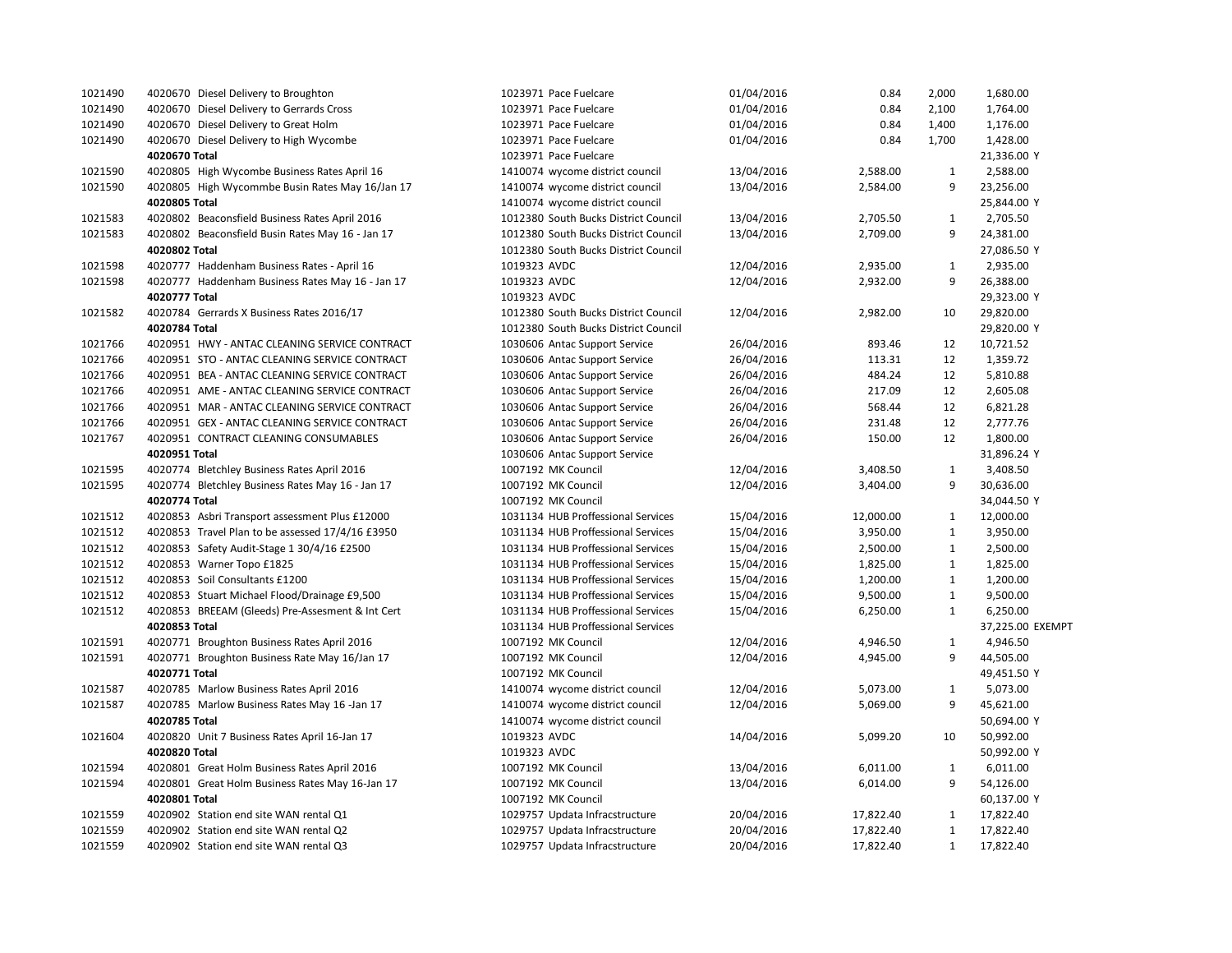| | | | | | | | |
|---|---|---|---|---|---|---|---|
| 1021490 | 4020670 Diesel Delivery to Broughton | 1023971 Pace Fuelcare | 01/04/2016 | 0.84 | 2,000 | 1,680.00 | |
| 1021490 | 4020670 Diesel Delivery to Gerrards Cross | 1023971 Pace Fuelcare | 01/04/2016 | 0.84 | 2,100 | 1,764.00 | |
| 1021490 | 4020670 Diesel Delivery to Great Holm | 1023971 Pace Fuelcare | 01/04/2016 | 0.84 | 1,400 | 1,176.00 | |
| 1021490 | 4020670 Diesel Delivery to High Wycombe | 1023971 Pace Fuelcare | 01/04/2016 | 0.84 | 1,700 | 1,428.00 | |
| | **4020670 Total** | 1023971 Pace Fuelcare | | | | 21,336.00 | Y |
| 1021590 | 4020805 High Wycombe Business Rates April 16 | 1410074 wycome district council | 13/04/2016 | 2,588.00 | 1 | 2,588.00 | |
| 1021590 | 4020805 High Wycommbe Busin Rates May 16/Jan 17 | 1410074 wycome district council | 13/04/2016 | 2,584.00 | 9 | 23,256.00 | |
| | **4020805 Total** | 1410074 wycome district council | | | | 25,844.00 | Y |
| 1021583 | 4020802 Beaconsfield Business Rates April 2016 | 1012380 South Bucks District Council | 13/04/2016 | 2,705.50 | 1 | 2,705.50 | |
| 1021583 | 4020802 Beaconsfield Busin Rates May 16 - Jan 17 | 1012380 South Bucks District Council | 13/04/2016 | 2,709.00 | 9 | 24,381.00 | |
| | **4020802 Total** | 1012380 South Bucks District Council | | | | 27,086.50 | Y |
| 1021598 | 4020777 Haddenham Business Rates - April 16 | 1019323 AVDC | 12/04/2016 | 2,935.00 | 1 | 2,935.00 | |
| 1021598 | 4020777 Haddenham Business Rates May 16 - Jan 17 | 1019323 AVDC | 12/04/2016 | 2,932.00 | 9 | 26,388.00 | |
| | **4020777 Total** | 1019323 AVDC | | | | 29,323.00 | Y |
| 1021582 | 4020784 Gerrards X Business Rates 2016/17 | 1012380 South Bucks District Council | 12/04/2016 | 2,982.00 | 10 | 29,820.00 | |
| | **4020784 Total** | 1012380 South Bucks District Council | | | | 29,820.00 | Y |
| 1021766 | 4020951 HWY - ANTAC CLEANING SERVICE CONTRACT | 1030606 Antac Support Service | 26/04/2016 | 893.46 | 12 | 10,721.52 | |
| 1021766 | 4020951 STO - ANTAC CLEANING SERVICE CONTRACT | 1030606 Antac Support Service | 26/04/2016 | 113.31 | 12 | 1,359.72 | |
| 1021766 | 4020951 BEA - ANTAC CLEANING SERVICE CONTRACT | 1030606 Antac Support Service | 26/04/2016 | 484.24 | 12 | 5,810.88 | |
| 1021766 | 4020951 AME - ANTAC CLEANING SERVICE CONTRACT | 1030606 Antac Support Service | 26/04/2016 | 217.09 | 12 | 2,605.08 | |
| 1021766 | 4020951 MAR - ANTAC CLEANING SERVICE CONTRACT | 1030606 Antac Support Service | 26/04/2016 | 568.44 | 12 | 6,821.28 | |
| 1021766 | 4020951 GEX - ANTAC CLEANING SERVICE CONTRACT | 1030606 Antac Support Service | 26/04/2016 | 231.48 | 12 | 2,777.76 | |
| 1021767 | 4020951 CONTRACT CLEANING CONSUMABLES | 1030606 Antac Support Service | 26/04/2016 | 150.00 | 12 | 1,800.00 | |
| | **4020951 Total** | 1030606 Antac Support Service | | | | 31,896.24 | Y |
| 1021595 | 4020774 Bletchley Business Rates April 2016 | 1007192 MK Council | 12/04/2016 | 3,408.50 | 1 | 3,408.50 | |
| 1021595 | 4020774 Bletchley Business Rates May 16 - Jan 17 | 1007192 MK Council | 12/04/2016 | 3,404.00 | 9 | 30,636.00 | |
| | **4020774 Total** | 1007192 MK Council | | | | 34,044.50 | Y |
| 1021512 | 4020853 Asbri Transport assessment Plus £12000 | 1031134 HUB Proffessional Services | 15/04/2016 | 12,000.00 | 1 | 12,000.00 | |
| 1021512 | 4020853 Travel Plan to be assessed 17/4/16 £3950 | 1031134 HUB Proffessional Services | 15/04/2016 | 3,950.00 | 1 | 3,950.00 | |
| 1021512 | 4020853 Safety Audit-Stage 1 30/4/16 £2500 | 1031134 HUB Proffessional Services | 15/04/2016 | 2,500.00 | 1 | 2,500.00 | |
| 1021512 | 4020853 Warner Topo £1825 | 1031134 HUB Proffessional Services | 15/04/2016 | 1,825.00 | 1 | 1,825.00 | |
| 1021512 | 4020853 Soil Consultants £1200 | 1031134 HUB Proffessional Services | 15/04/2016 | 1,200.00 | 1 | 1,200.00 | |
| 1021512 | 4020853 Stuart Michael Flood/Drainage £9,500 | 1031134 HUB Proffessional Services | 15/04/2016 | 9,500.00 | 1 | 9,500.00 | |
| 1021512 | 4020853 BREEAM (Gleeds) Pre-Assesment & Int Cert | 1031134 HUB Proffessional Services | 15/04/2016 | 6,250.00 | 1 | 6,250.00 | |
| | **4020853 Total** | 1031134 HUB Proffessional Services | | | | 37,225.00 | EXEMPT |
| 1021591 | 4020771 Broughton Business Rates April 2016 | 1007192 MK Council | 12/04/2016 | 4,946.50 | 1 | 4,946.50 | |
| 1021591 | 4020771 Broughton Business Rate May 16/Jan 17 | 1007192 MK Council | 12/04/2016 | 4,945.00 | 9 | 44,505.00 | |
| | **4020771 Total** | 1007192 MK Council | | | | 49,451.50 | Y |
| 1021587 | 4020785 Marlow Business Rates April 2016 | 1410074 wycome district council | 12/04/2016 | 5,073.00 | 1 | 5,073.00 | |
| 1021587 | 4020785 Marlow Business Rates May 16 -Jan 17 | 1410074 wycome district council | 12/04/2016 | 5,069.00 | 9 | 45,621.00 | |
| | **4020785 Total** | 1410074 wycome district council | | | | 50,694.00 | Y |
| 1021604 | 4020820 Unit 7 Business Rates April 16-Jan 17 | 1019323 AVDC | 14/04/2016 | 5,099.20 | 10 | 50,992.00 | |
| | **4020820 Total** | 1019323 AVDC | | | | 50,992.00 | Y |
| 1021594 | 4020801 Great Holm Business Rates April 2016 | 1007192 MK Council | 13/04/2016 | 6,011.00 | 1 | 6,011.00 | |
| 1021594 | 4020801 Great Holm Business Rates May 16-Jan 17 | 1007192 MK Council | 13/04/2016 | 6,014.00 | 9 | 54,126.00 | |
| | **4020801 Total** | 1007192 MK Council | | | | 60,137.00 | Y |
| 1021559 | 4020902 Station end site WAN rental Q1 | 1029757 Updata Infracstructure | 20/04/2016 | 17,822.40 | 1 | 17,822.40 | |
| 1021559 | 4020902 Station end site WAN rental Q2 | 1029757 Updata Infracstructure | 20/04/2016 | 17,822.40 | 1 | 17,822.40 | |
| 1021559 | 4020902 Station end site WAN rental Q3 | 1029757 Updata Infracstructure | 20/04/2016 | 17,822.40 | 1 | 17,822.40 | |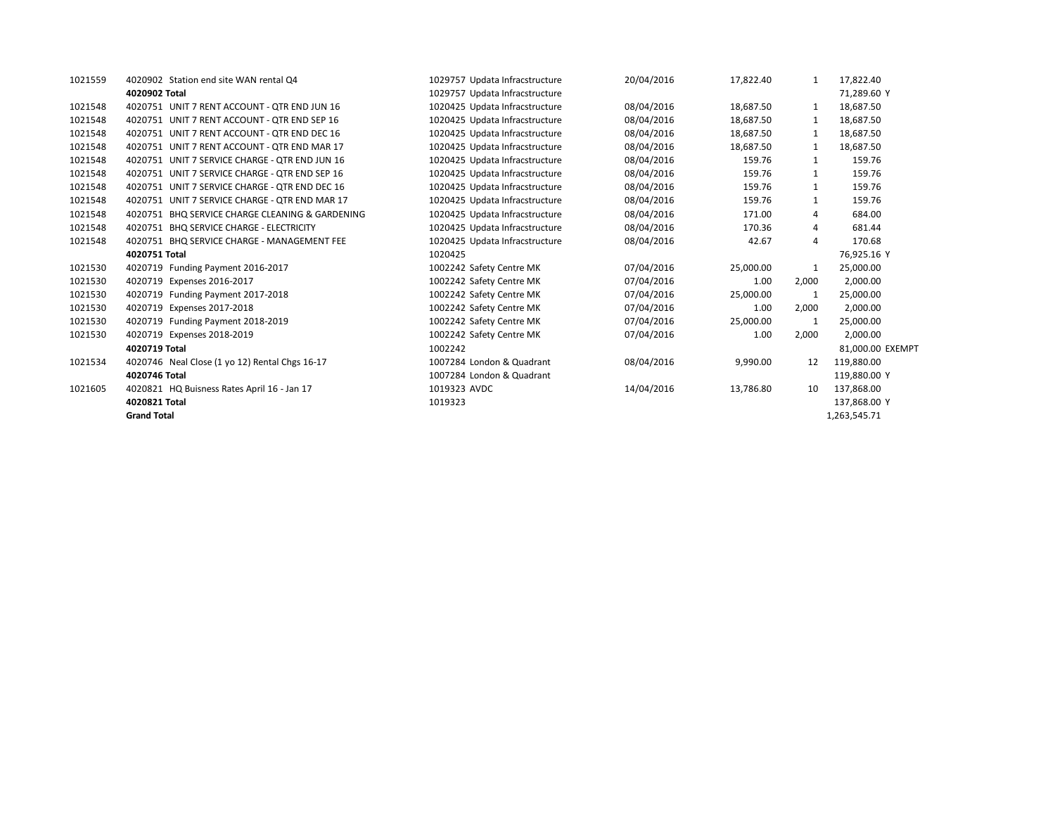| | | | | | | | |
|---|---|---|---|---|---|---|---|
| 1021559 | 4020902 Station end site WAN rental Q4 | 1029757 Updata Infracstructure | 20/04/2016 | 17,822.40 | 1 | 17,822.40 | |
| | **4020902 Total** | 1029757 Updata Infracstructure | | | | 71,289.60 | Y |
| 1021548 | 4020751 UNIT 7 RENT ACCOUNT - QTR END JUN 16 | 1020425 Updata Infracstructure | 08/04/2016 | 18,687.50 | 1 | 18,687.50 | |
| 1021548 | 4020751 UNIT 7 RENT ACCOUNT - QTR END SEP 16 | 1020425 Updata Infracstructure | 08/04/2016 | 18,687.50 | 1 | 18,687.50 | |
| 1021548 | 4020751 UNIT 7 RENT ACCOUNT - QTR END DEC 16 | 1020425 Updata Infracstructure | 08/04/2016 | 18,687.50 | 1 | 18,687.50 | |
| 1021548 | 4020751 UNIT 7 RENT ACCOUNT - QTR END MAR 17 | 1020425 Updata Infracstructure | 08/04/2016 | 18,687.50 | 1 | 18,687.50 | |
| 1021548 | 4020751 UNIT 7 SERVICE CHARGE - QTR END JUN 16 | 1020425 Updata Infracstructure | 08/04/2016 | 159.76 | 1 | 159.76 | |
| 1021548 | 4020751 UNIT 7 SERVICE CHARGE - QTR END SEP 16 | 1020425 Updata Infracstructure | 08/04/2016 | 159.76 | 1 | 159.76 | |
| 1021548 | 4020751 UNIT 7 SERVICE CHARGE - QTR END DEC 16 | 1020425 Updata Infracstructure | 08/04/2016 | 159.76 | 1 | 159.76 | |
| 1021548 | 4020751 UNIT 7 SERVICE CHARGE - QTR END MAR 17 | 1020425 Updata Infracstructure | 08/04/2016 | 159.76 | 1 | 159.76 | |
| 1021548 | 4020751 BHQ SERVICE CHARGE CLEANING & GARDENING | 1020425 Updata Infracstructure | 08/04/2016 | 171.00 | 4 | 684.00 | |
| 1021548 | 4020751 BHQ SERVICE CHARGE - ELECTRICITY | 1020425 Updata Infracstructure | 08/04/2016 | 170.36 | 4 | 681.44 | |
| 1021548 | 4020751 BHQ SERVICE CHARGE - MANAGEMENT FEE | 1020425 Updata Infracstructure | 08/04/2016 | 42.67 | 4 | 170.68 | |
| | **4020751 Total** | 1020425 | | | | 76,925.16 | Y |
| 1021530 | 4020719 Funding Payment 2016-2017 | 1002242 Safety Centre MK | 07/04/2016 | 25,000.00 | 1 | 25,000.00 | |
| 1021530 | 4020719 Expenses 2016-2017 | 1002242 Safety Centre MK | 07/04/2016 | 1.00 | 2,000 | 2,000.00 | |
| 1021530 | 4020719 Funding Payment 2017-2018 | 1002242 Safety Centre MK | 07/04/2016 | 25,000.00 | 1 | 25,000.00 | |
| 1021530 | 4020719 Expenses 2017-2018 | 1002242 Safety Centre MK | 07/04/2016 | 1.00 | 2,000 | 2,000.00 | |
| 1021530 | 4020719 Funding Payment 2018-2019 | 1002242 Safety Centre MK | 07/04/2016 | 25,000.00 | 1 | 25,000.00 | |
| 1021530 | 4020719 Expenses 2018-2019 | 1002242 Safety Centre MK | 07/04/2016 | 1.00 | 2,000 | 2,000.00 | |
| | **4020719 Total** | 1002242 | | | | 81,000.00 | EXEMPT |
| 1021534 | 4020746 Neal Close (1 yo 12) Rental Chgs 16-17 | 1007284 London & Quadrant | 08/04/2016 | 9,990.00 | 12 | 119,880.00 | |
| | **4020746 Total** | 1007284 London & Quadrant | | | | 119,880.00 | Y |
| 1021605 | 4020821 HQ Buisness Rates April 16 - Jan 17 | 1019323 AVDC | 14/04/2016 | 13,786.80 | 10 | 137,868.00 | |
| | **4020821 Total** | 1019323 | | | | 137,868.00 | Y |
| | **Grand Total** | | | | | 1,263,545.71 | |